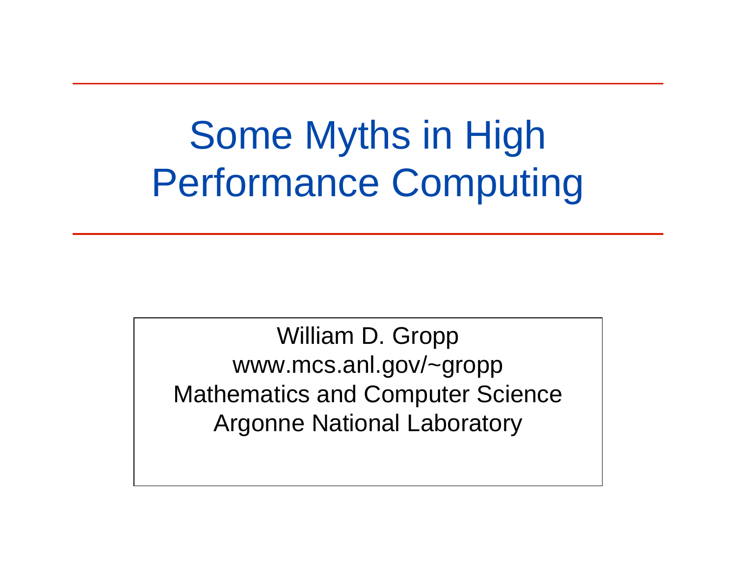# Some Myths in High Performance Computing

William D. Gropp
www.mcs.anl.gov/~gropp
Mathematics and Computer Science
Argonne National Laboratory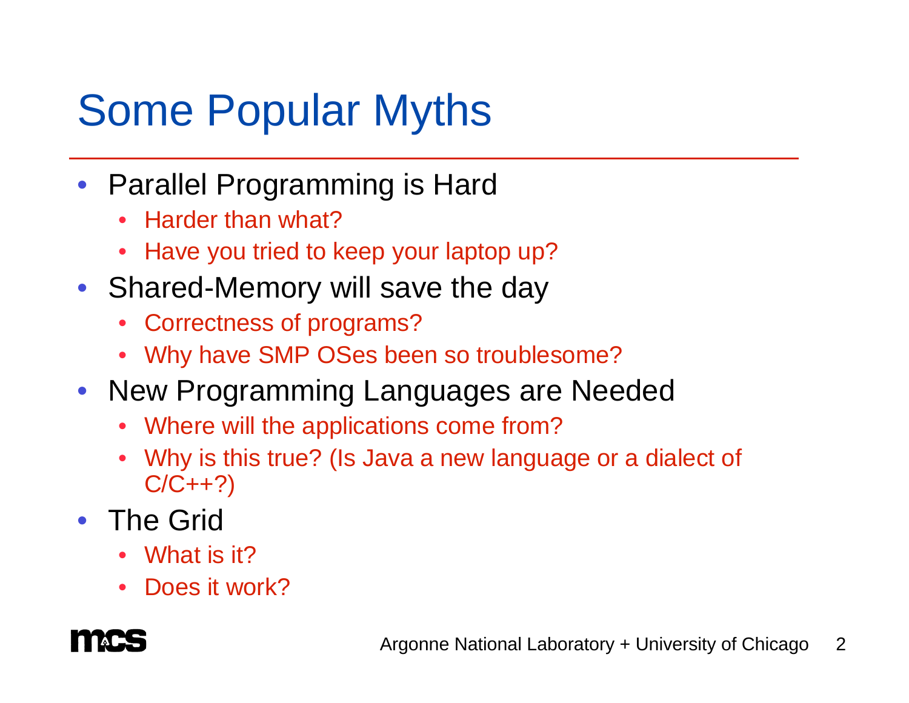# Some Popular Myths

- Parallel Programming is Hard
  - Harder than what?
  - Have you tried to keep your laptop up?
- Shared-Memory will save the day
  - Correctness of programs?
  - Why have SMP OSes been so troublesome?
- New Programming Languages are Needed
  - Where will the applications come from?
  - Why is this true? (Is Java a new language or a dialect of C/C++?)
- The Grid
  - What is it?
  - Does it work?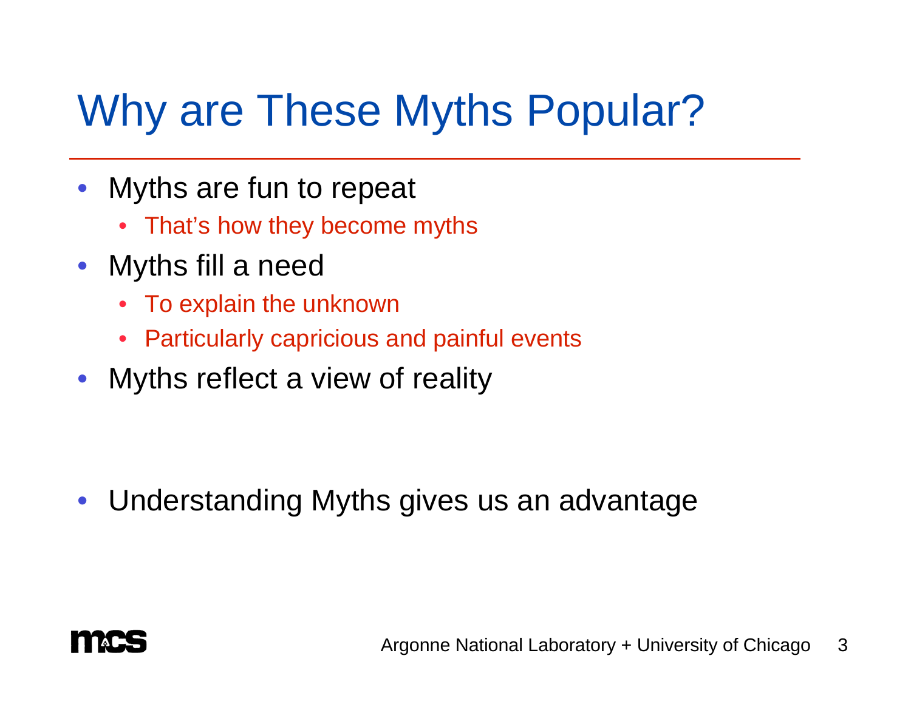# Why are These Myths Popular?

- Myths are fun to repeat
  - That's how they become myths
- Myths fill a need
  - To explain the unknown
  - Particularly capricious and painful events
- Myths reflect a view of reality

- Understanding Myths gives us an advantage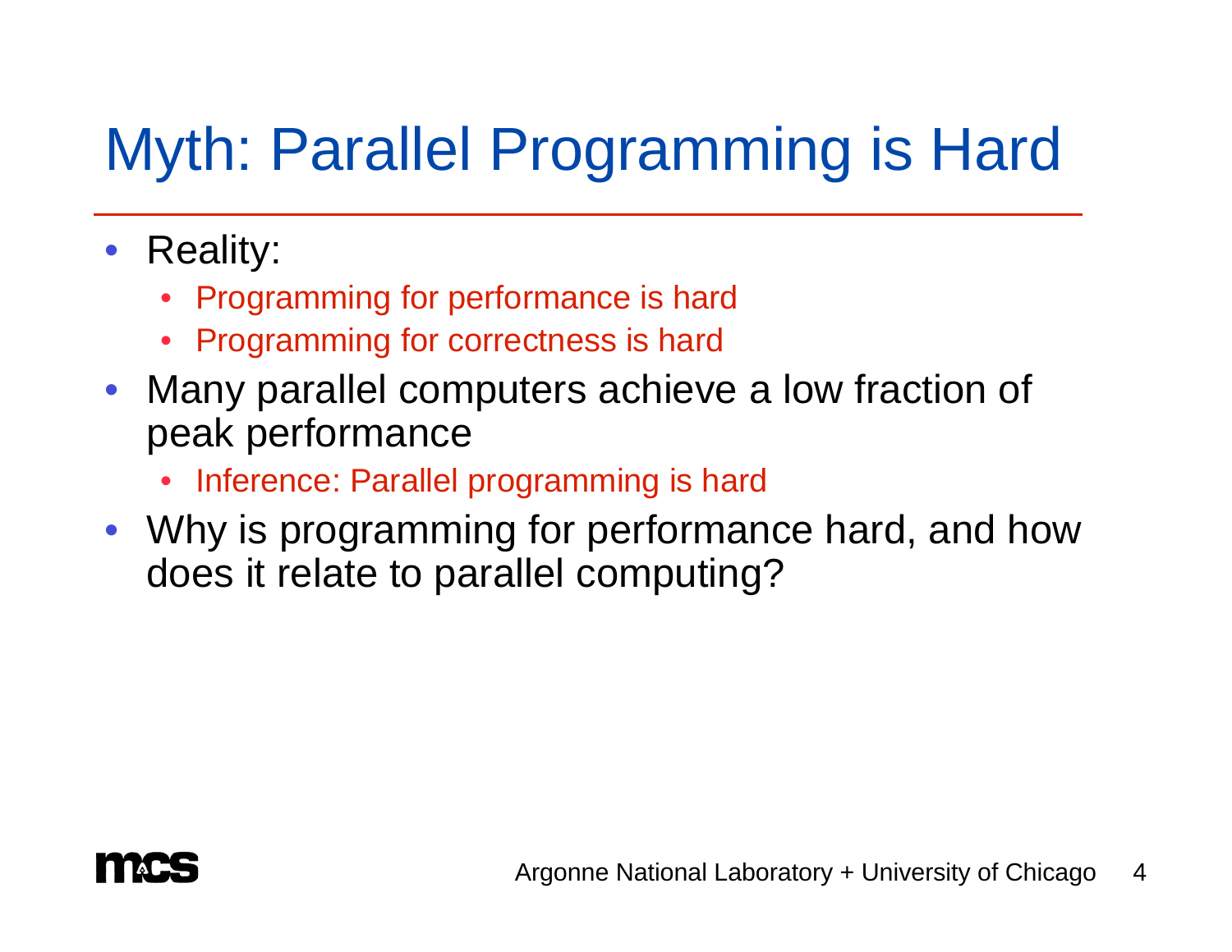# Myth: Parallel Programming is Hard

- Reality:
  - Programming for performance is hard
  - Programming for correctness is hard
- Many parallel computers achieve a low fraction of peak performance
  - Inference: Parallel programming is hard
- Why is programming for performance hard, and how does it relate to parallel computing?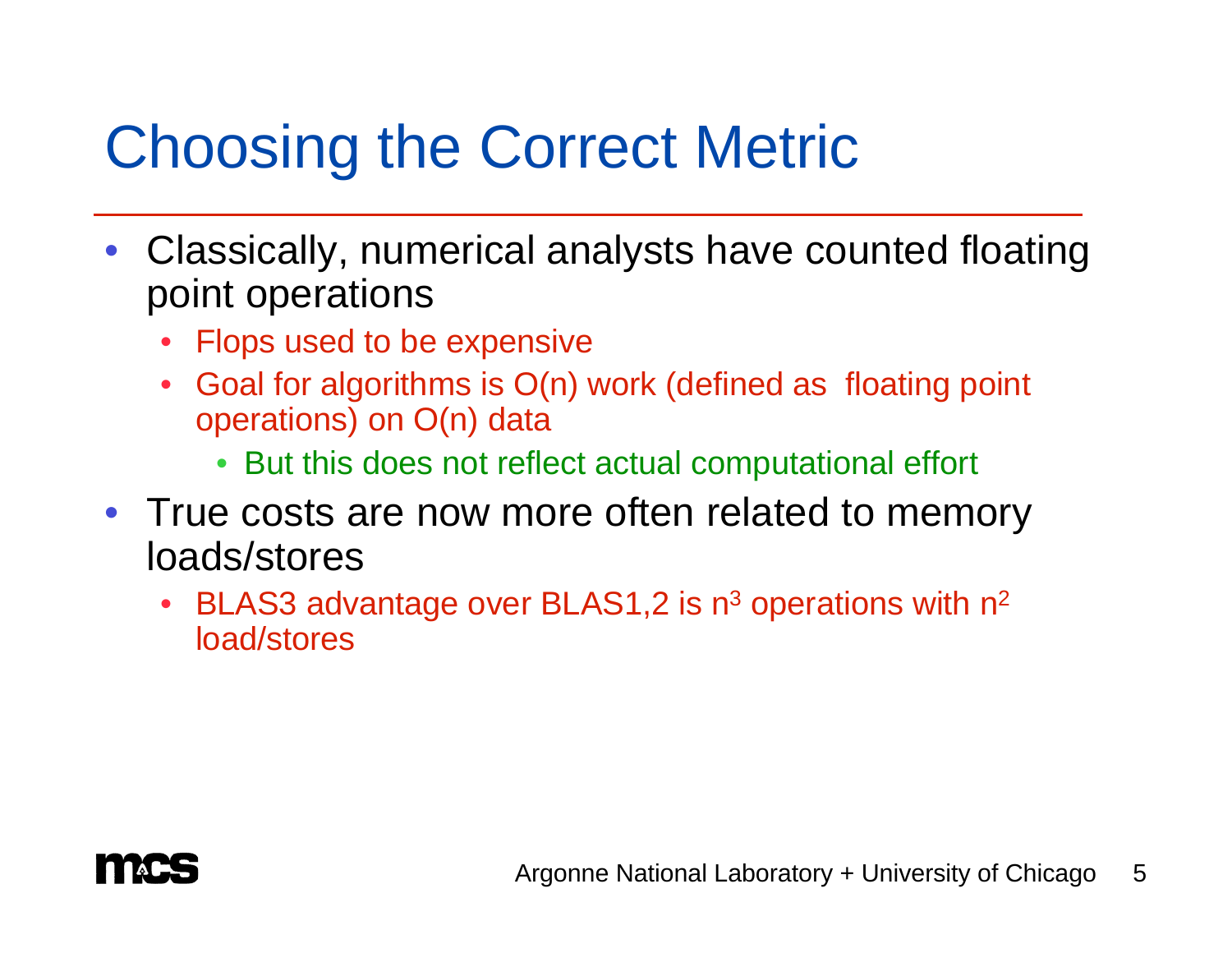# Choosing the Correct Metric

- Classically, numerical analysts have counted floating point operations
  - Flops used to be expensive
  - Goal for algorithms is O(n) work (defined as floating point operations) on O(n) data
    - But this does not reflect actual computational effort
- True costs are now more often related to memory loads/stores
  - BLAS3 advantage over BLAS1,2 is $n^3$ operations with $n^2$ load/stores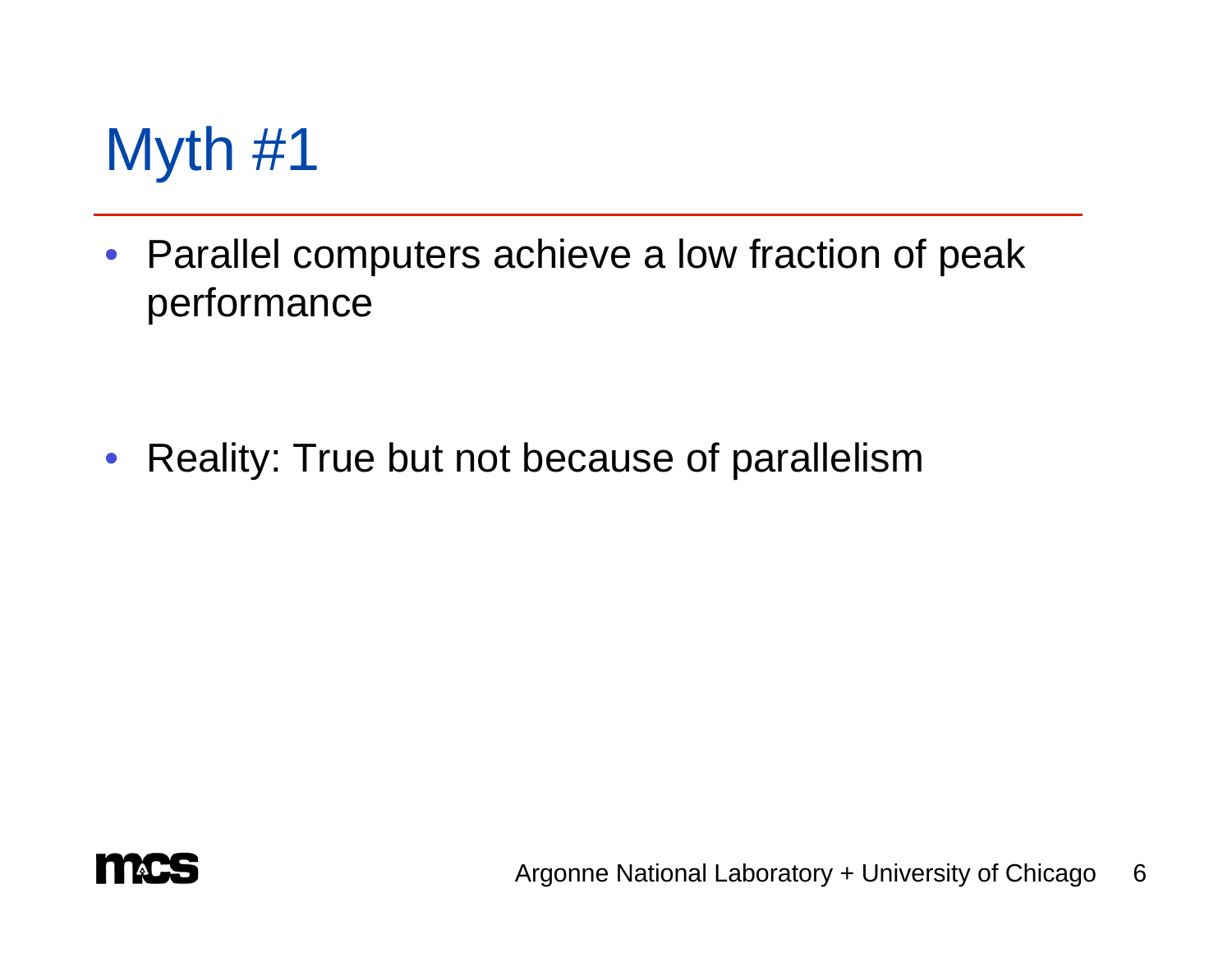# Myth #1

- Parallel computers achieve a low fraction of peak performance

- Reality: True but not because of parallelism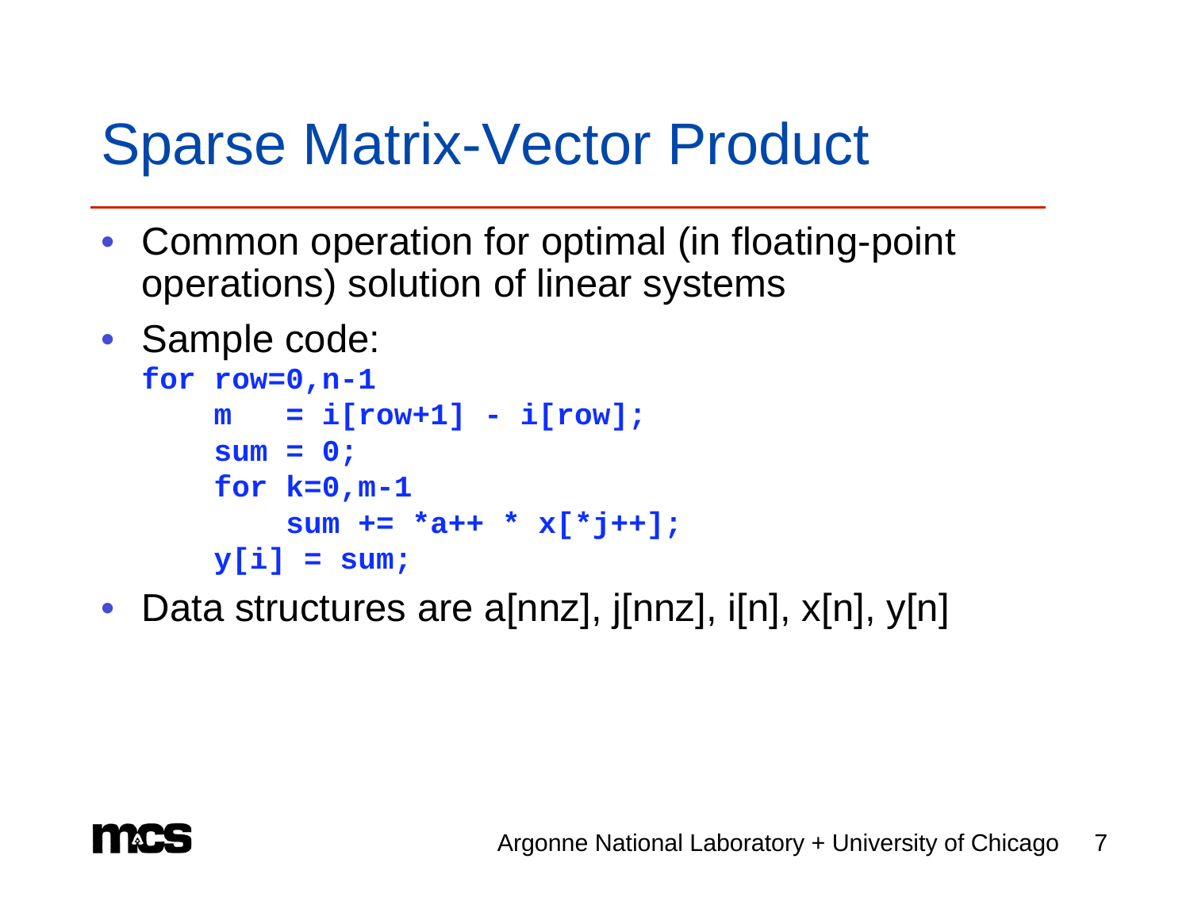# Sparse Matrix-Vector Product

- Common operation for optimal (in floating-point operations) solution of linear systems
- Sample code:

```
for row=0,n-1
    m   = i[row+1] - i[row];
    sum = 0;
    for k=0,m-1
        sum += *a++ * x[*j++];
    y[i] = sum;
```

- Data structures are a[nnz], j[nnz], i[n], x[n], y[n]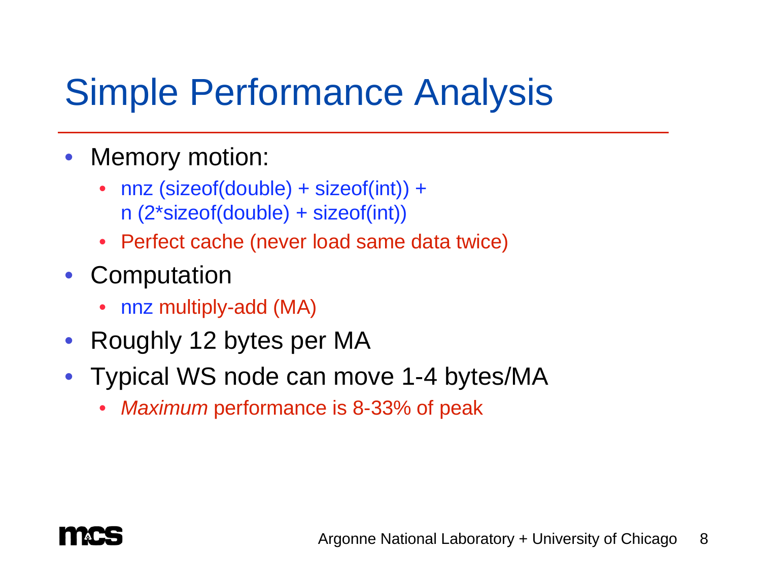# Simple Performance Analysis

- Memory motion:
  - nnz (sizeof(double) + sizeof(int)) + n (2*sizeof(double) + sizeof(int))
  - Perfect cache (never load same data twice)
- Computation
  - nnz multiply-add (MA)
- Roughly 12 bytes per MA
- Typical WS node can move 1-4 bytes/MA
  - *Maximum* performance is 8-33% of peak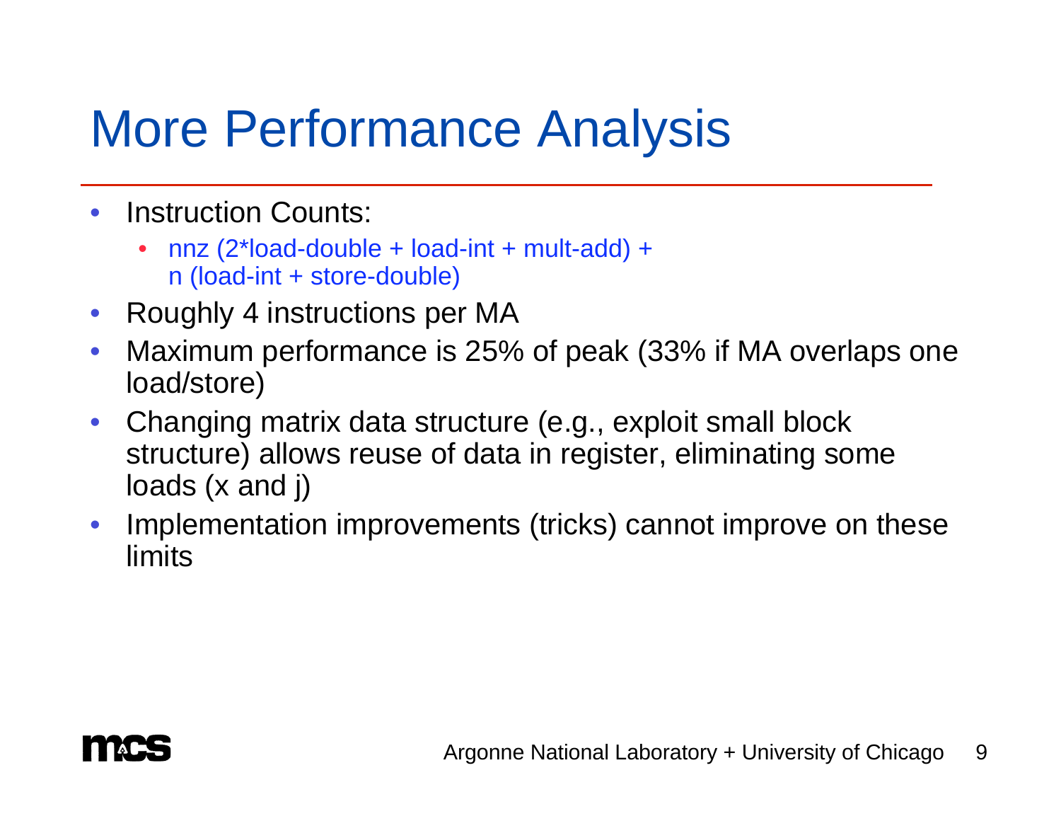# More Performance Analysis

- Instruction Counts:
  - nnz (2*load-double + load-int + mult-add) +
    n (load-int + store-double)
- Roughly 4 instructions per MA
- Maximum performance is 25% of peak (33% if MA overlaps one load/store)
- Changing matrix data structure (e.g., exploit small block structure) allows reuse of data in register, eliminating some loads (x and j)
- Implementation improvements (tricks) cannot improve on these limits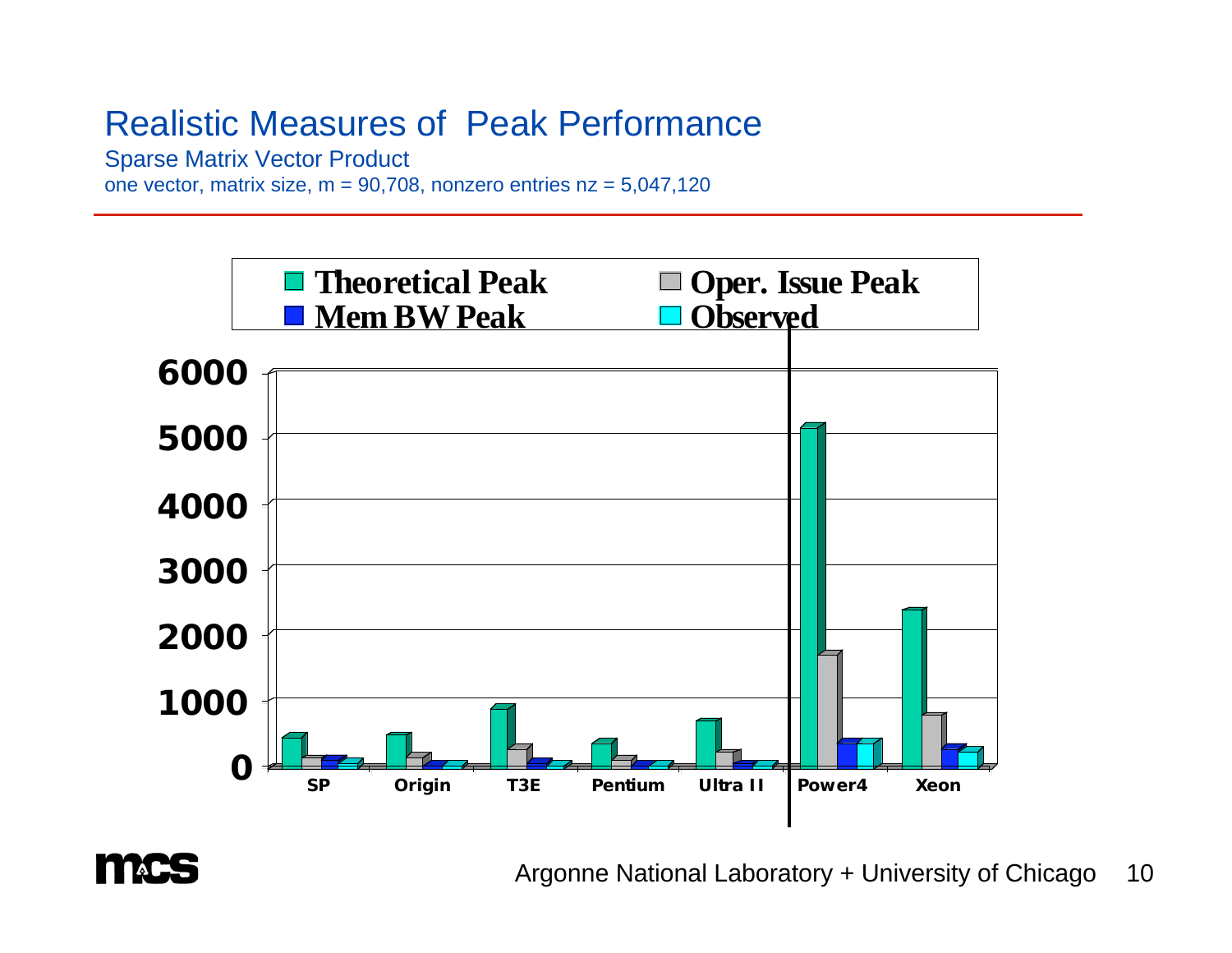# Realistic Measures of Peak Performance

## Sparse Matrix Vector Product

one vector, matrix size, m = 90,708, nonzero entries nz = 5,047,120

Theoretical Peak | Oper. Issue Peak | Mem BW Peak | Observed

6000
5000
4000
3000
2000
1000
0

SP | Origin | T3E | Pentium | Ultra II | Power4 | Xeon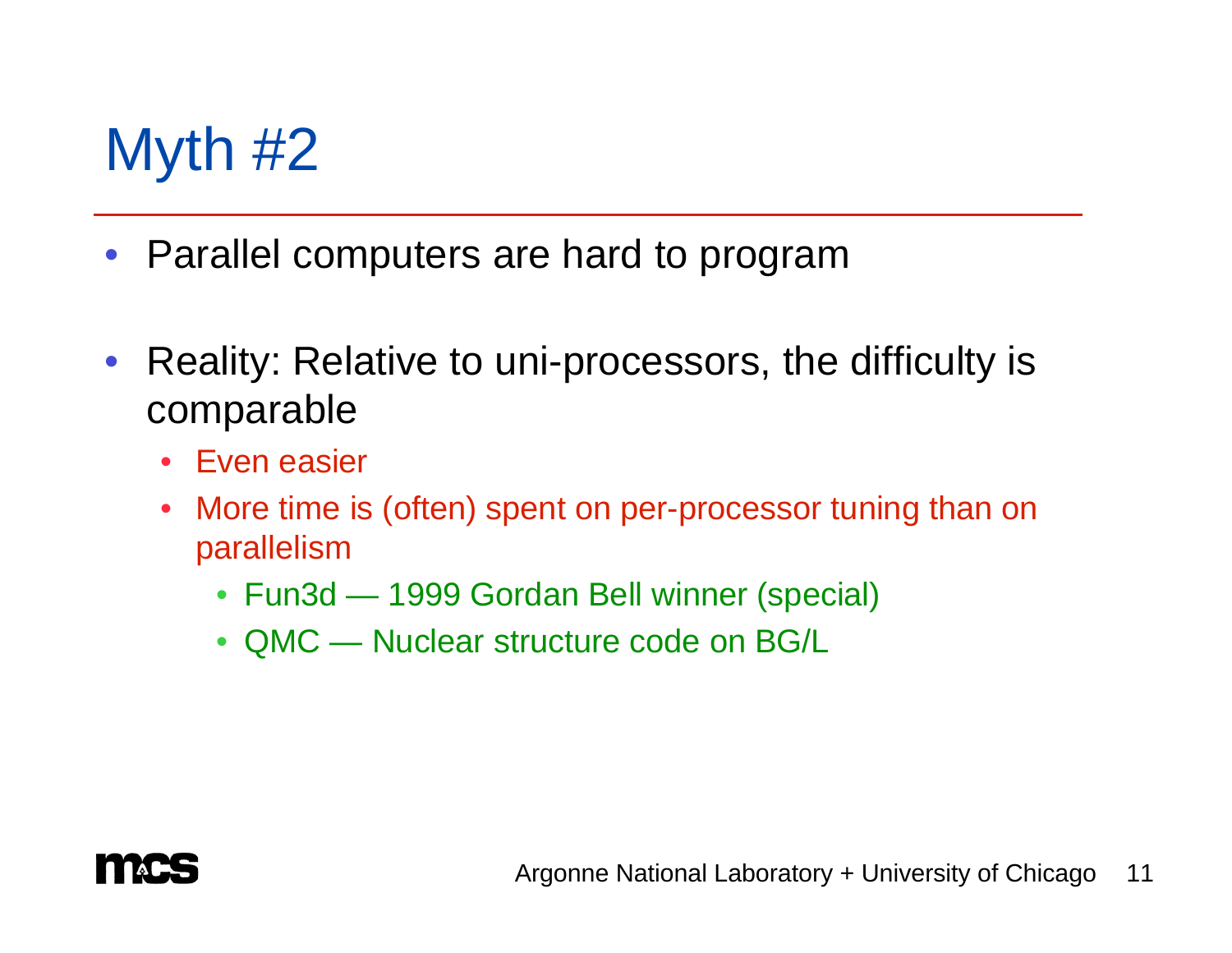# Myth #2

- Parallel computers are hard to program
- Reality: Relative to uni-processors, the difficulty is comparable
  - Even easier
  - More time is (often) spent on per-processor tuning than on parallelism
    - Fun3d — 1999 Gordan Bell winner (special)
    - QMC — Nuclear structure code on BG/L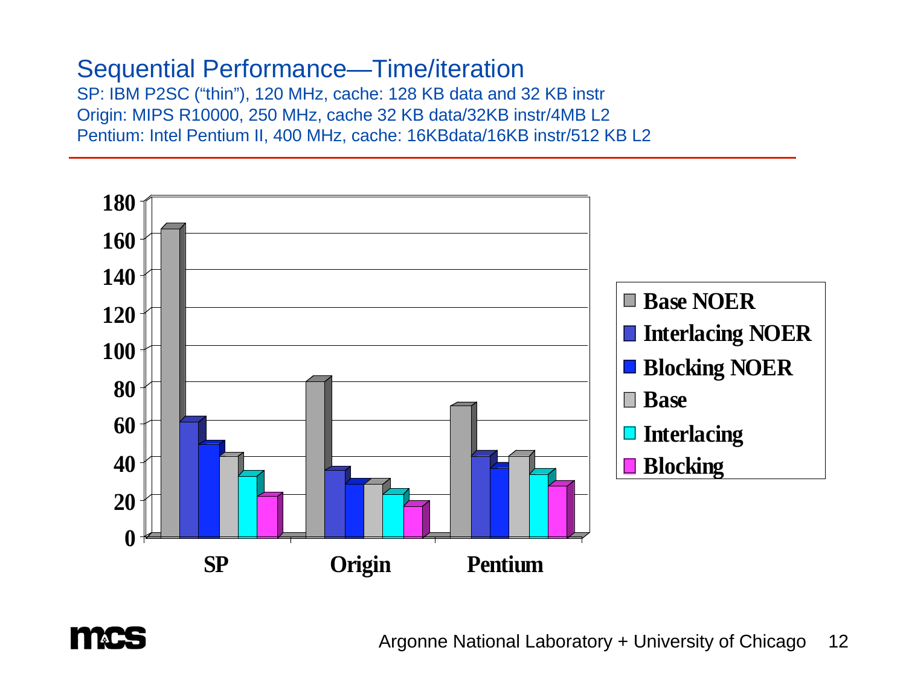# Sequential Performance—Time/iteration

SP: IBM P2SC (“thin”), 120 MHz, cache: 128 KB data and 32 KB instr
Origin: MIPS R10000, 250 MHz, cache 32 KB data/32KB instr/4MB L2
Pentium: Intel Pentium II, 400 MHz, cache: 16KBdata/16KB instr/512 KB L2

| | SP | Origin | Pentium |
|---|---|---|---|
| Base NOER | 165 | 83 | 70 |
| Interlacing NOER | 61 | 35 | 43 |
| Blocking NOER | 49 | 28 | 36 |
| Base | 43 | 28 | 43 |
| Interlacing | 32 | 23 | 33 |
| Blocking | 21 | 16 | 27 |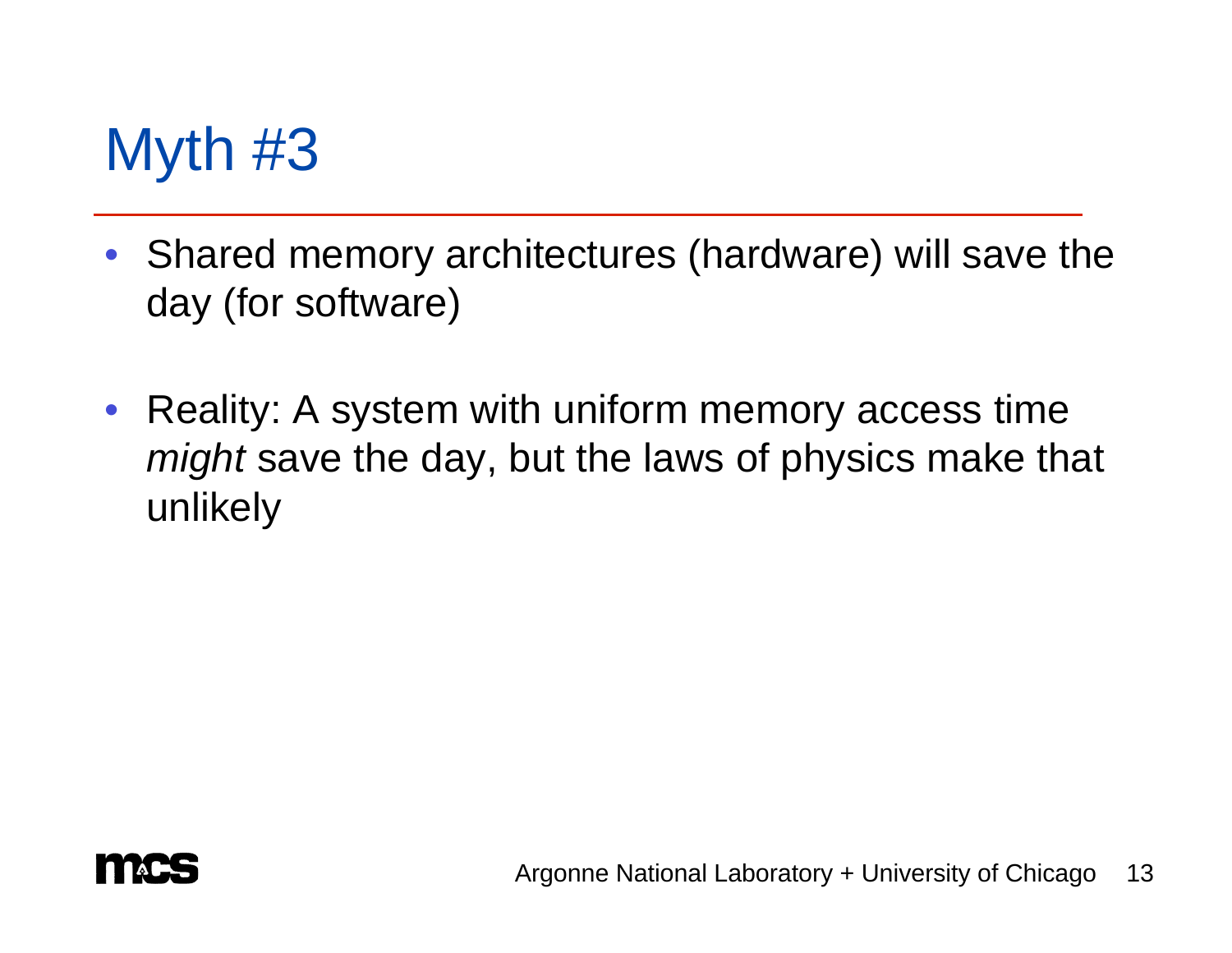# Myth #3

- Shared memory architectures (hardware) will save the day (for software)
- Reality: A system with uniform memory access time *might* save the day, but the laws of physics make that unlikely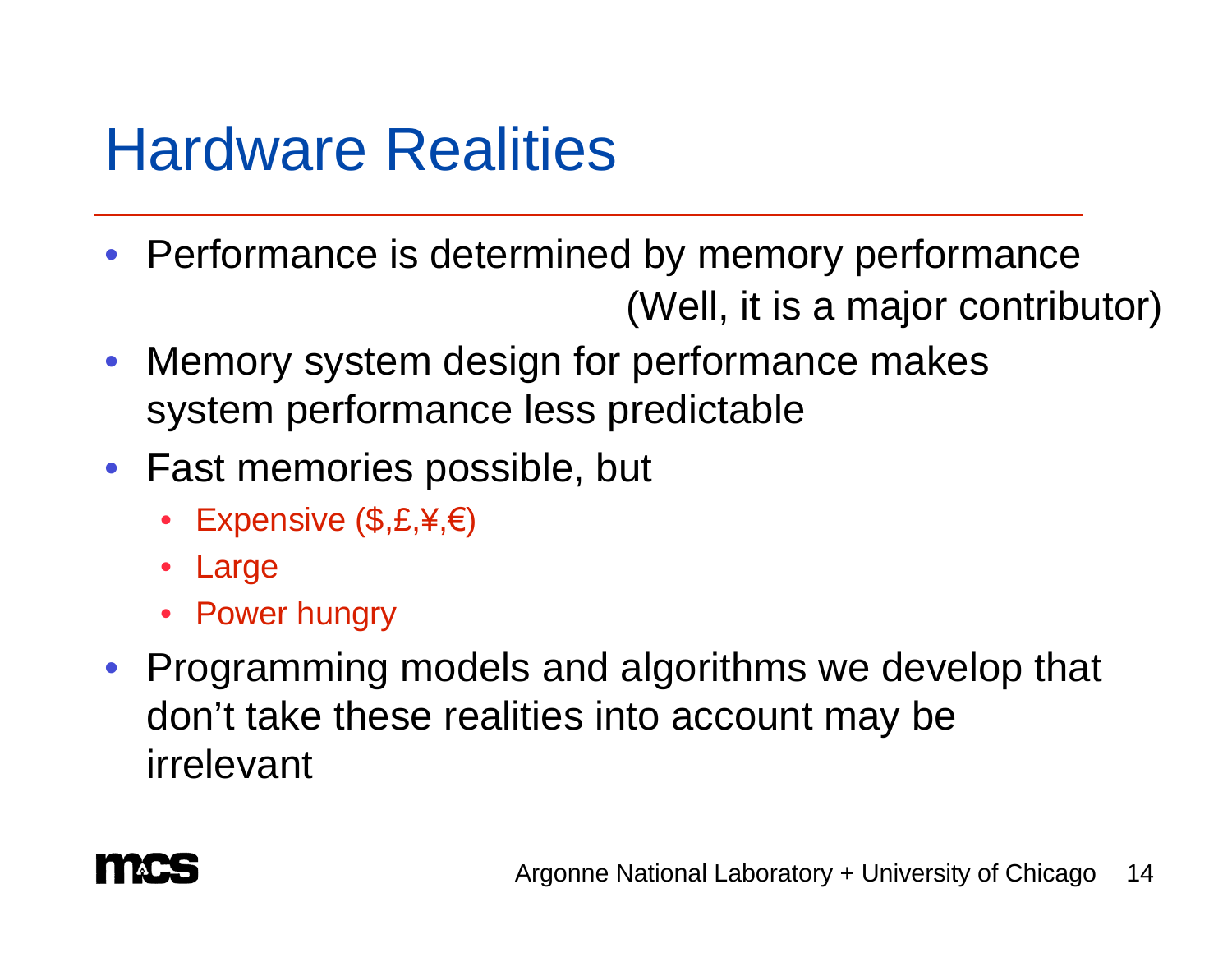# Hardware Realities

- Performance is determined by memory performance (Well, it is a major contributor)
- Memory system design for performance makes system performance less predictable
- Fast memories possible, but
  - Expensive ($,£,¥,€)
  - Large
  - Power hungry
- Programming models and algorithms we develop that don’t take these realities into account may be irrelevant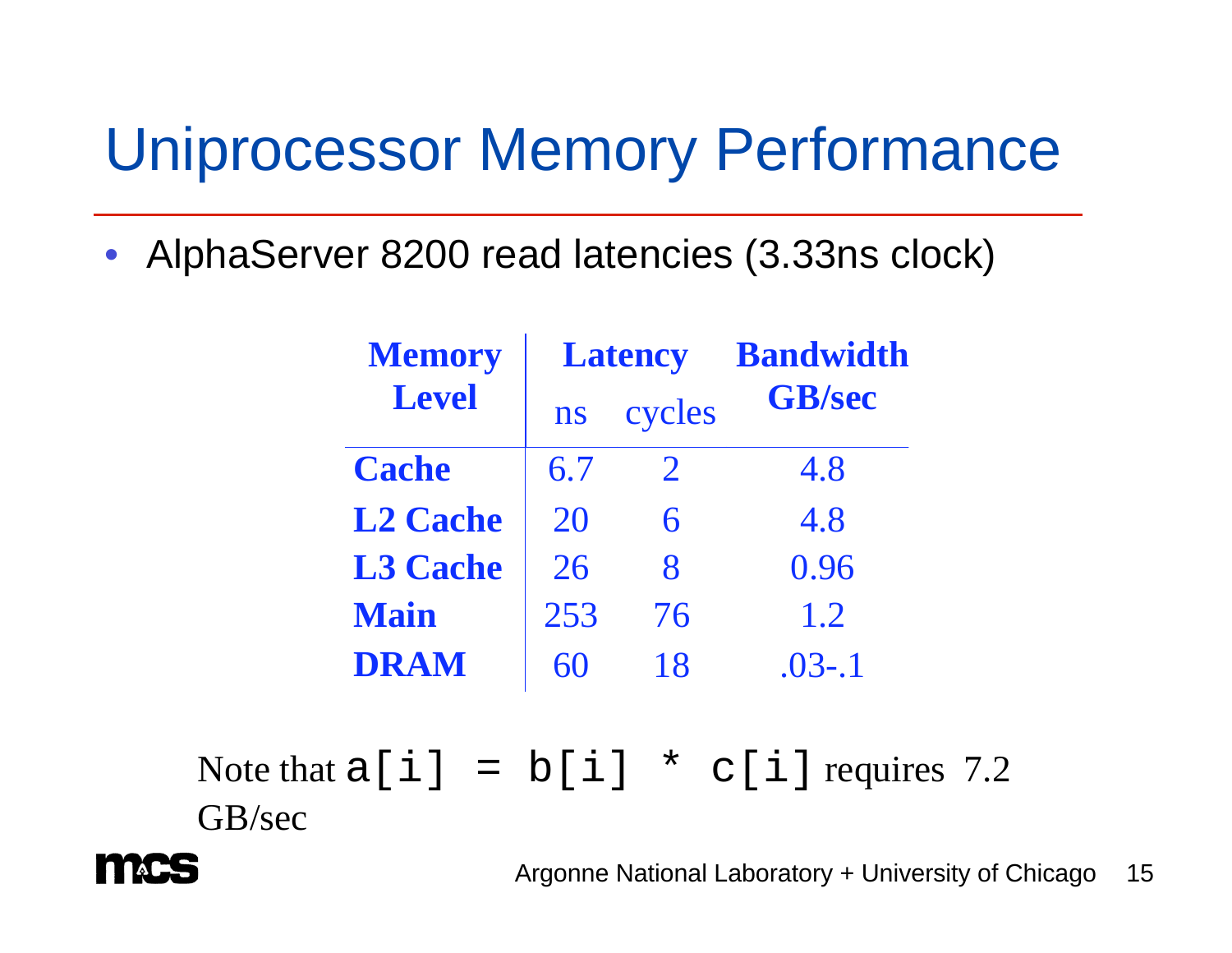# Uniprocessor Memory Performance

- AlphaServer 8200 read latencies (3.33ns clock)

| Memory Level | Latency | | Bandwidth GB/sec |
|---|---|---|---|
| | ns | cycles | |
| **Cache** | 6.7 | 2 | 4.8 |
| **L2 Cache** | 20 | 6 | 4.8 |
| **L3 Cache** | 26 | 8 | 0.96 |
| **Main** | 253 | 76 | 1.2 |
| **DRAM** | 60 | 18 | .03-.1 |

Note that `a[i] = b[i] * c[i]` requires 7.2 GB/sec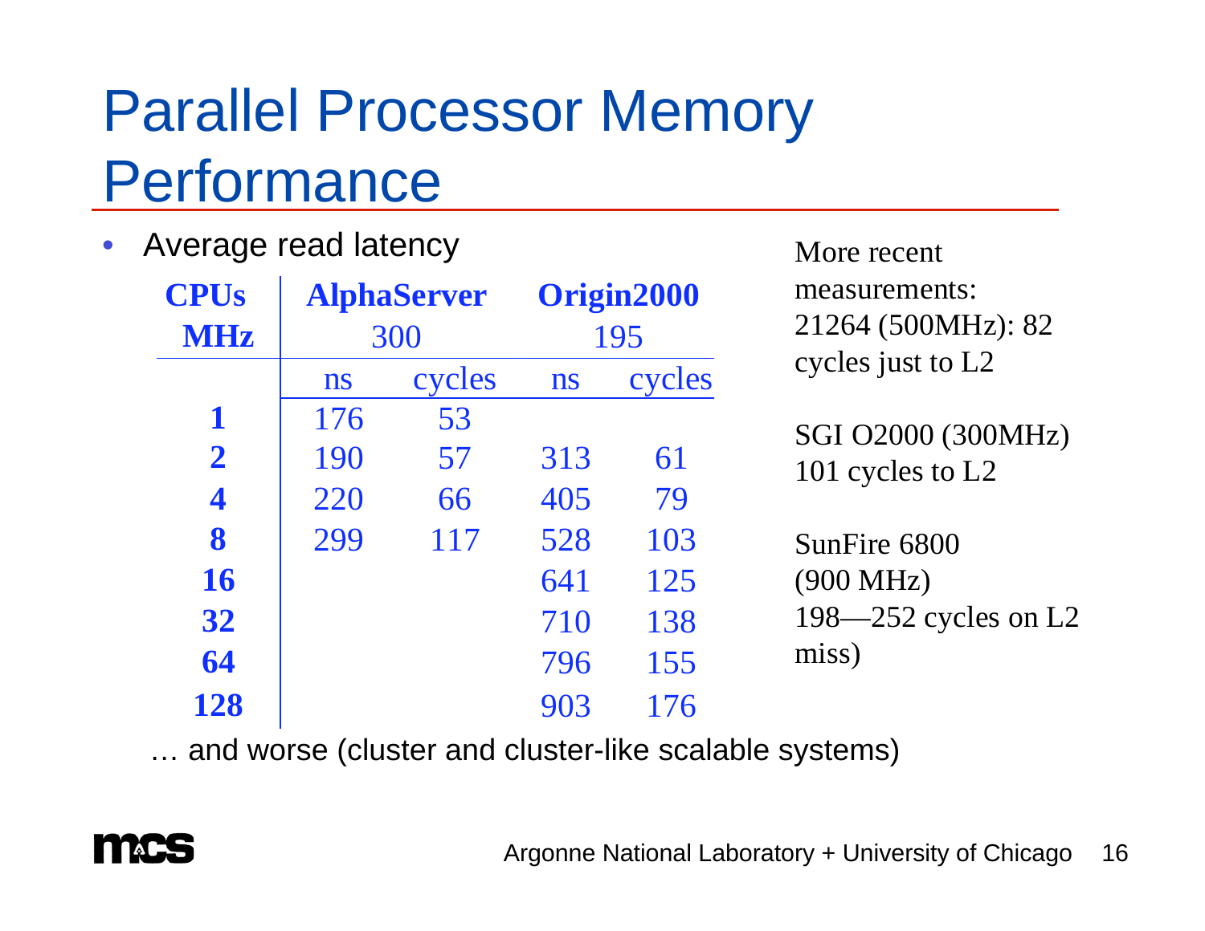# Parallel Processor Memory Performance

- Average read latency

| CPUs | AlphaServer | | Origin2000 | |
|---|---|---|---|---|
| MHz | 300 | | 195 | |
| | ns | cycles | ns | cycles |
| **1** | 176 | 53 | | |
| **2** | 190 | 57 | 313 | 61 |
| **4** | 220 | 66 | 405 | 79 |
| **8** | 299 | 117 | 528 | 103 |
| **16** | | | 641 | 125 |
| **32** | | | 710 | 138 |
| **64** | | | 796 | 155 |
| **128** | | | 903 | 176 |

… and worse (cluster and cluster-like scalable systems)

More recent measurements: 21264 (500MHz): 82 cycles just to L2

SGI O2000 (300MHz) 101 cycles to L2

SunFire 6800 (900 MHz) 198—252 cycles on L2 miss)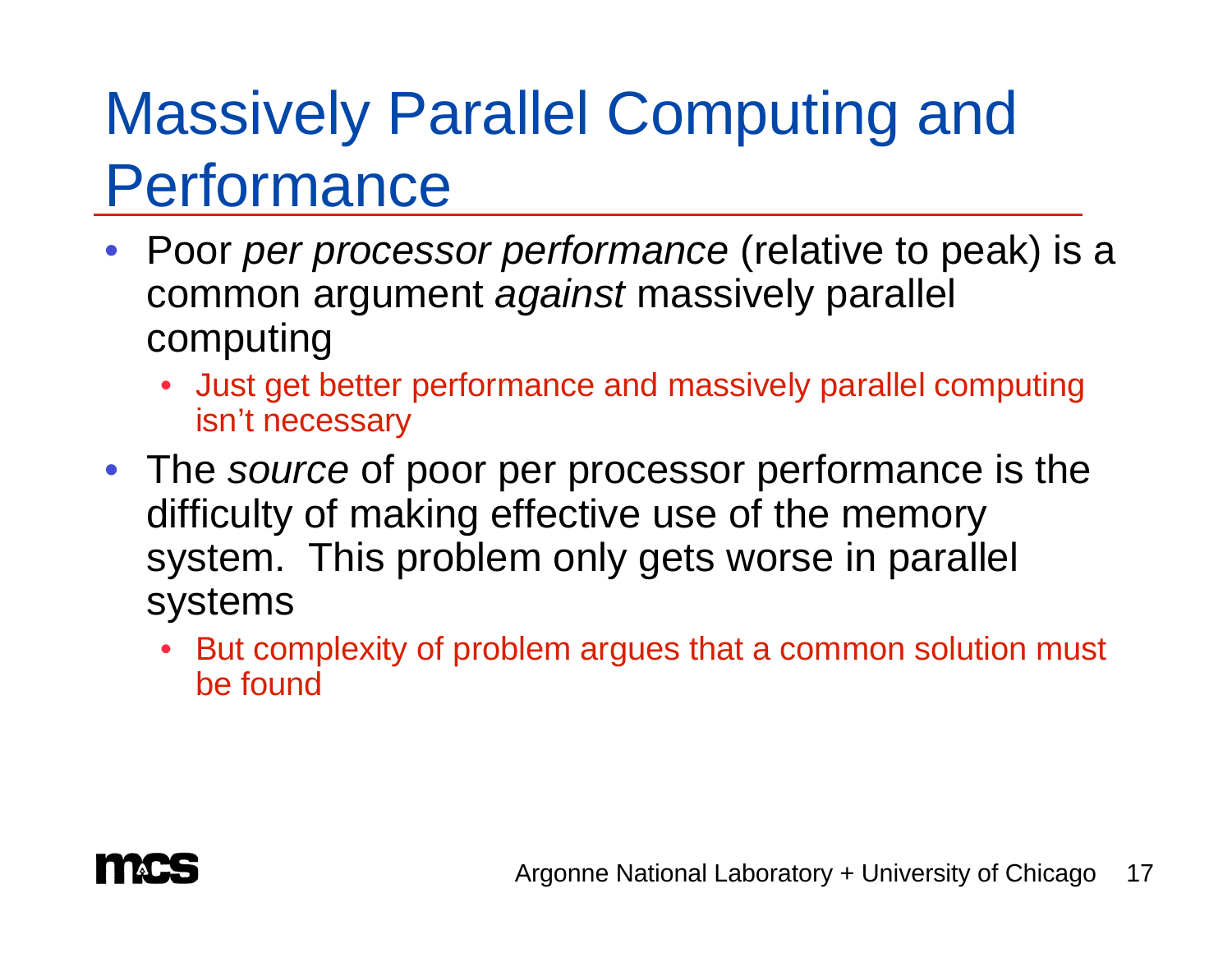# Massively Parallel Computing and Performance

- Poor *per processor performance* (relative to peak) is a common argument *against* massively parallel computing
  - Just get better performance and massively parallel computing isn't necessary
- The *source* of poor per processor performance is the difficulty of making effective use of the memory system. This problem only gets worse in parallel systems
  - But complexity of problem argues that a common solution must be found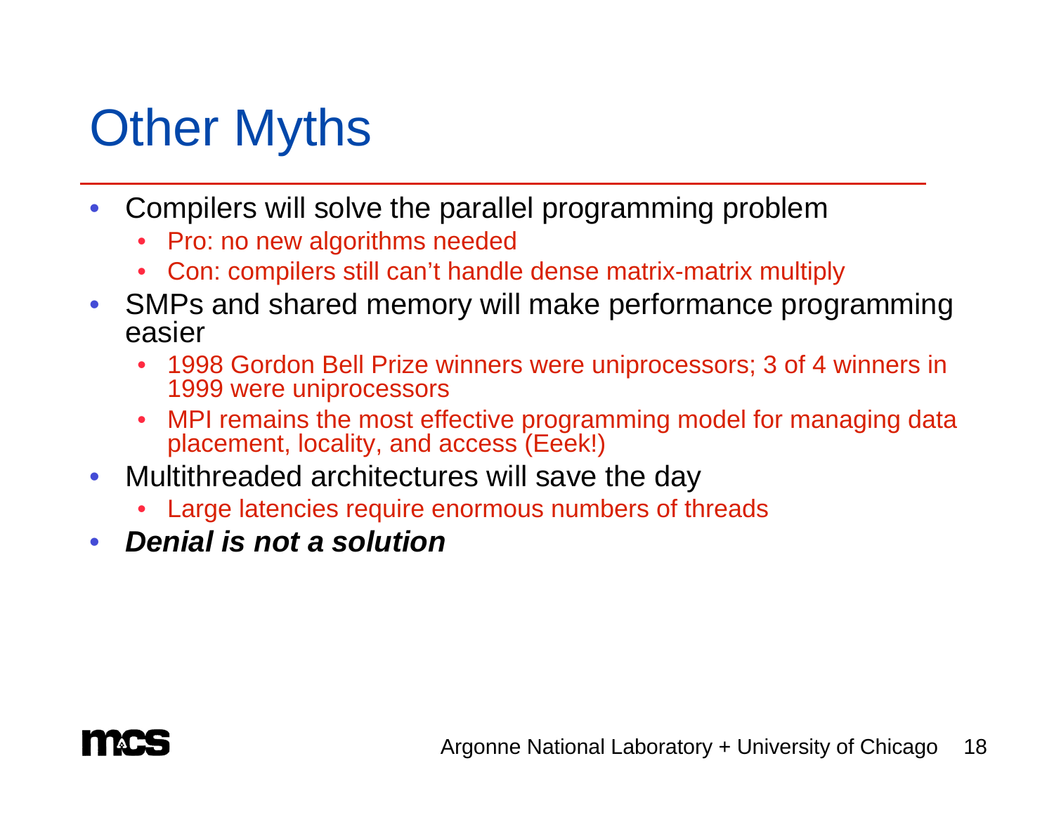# Other Myths

- Compilers will solve the parallel programming problem
  - Pro: no new algorithms needed
  - Con: compilers still can't handle dense matrix-matrix multiply
- SMPs and shared memory will make performance programming easier
  - 1998 Gordon Bell Prize winners were uniprocessors; 3 of 4 winners in 1999 were uniprocessors
  - MPI remains the most effective programming model for managing data placement, locality, and access (Eeek!)
- Multithreaded architectures will save the day
  - Large latencies require enormous numbers of threads
- ***Denial is not a solution***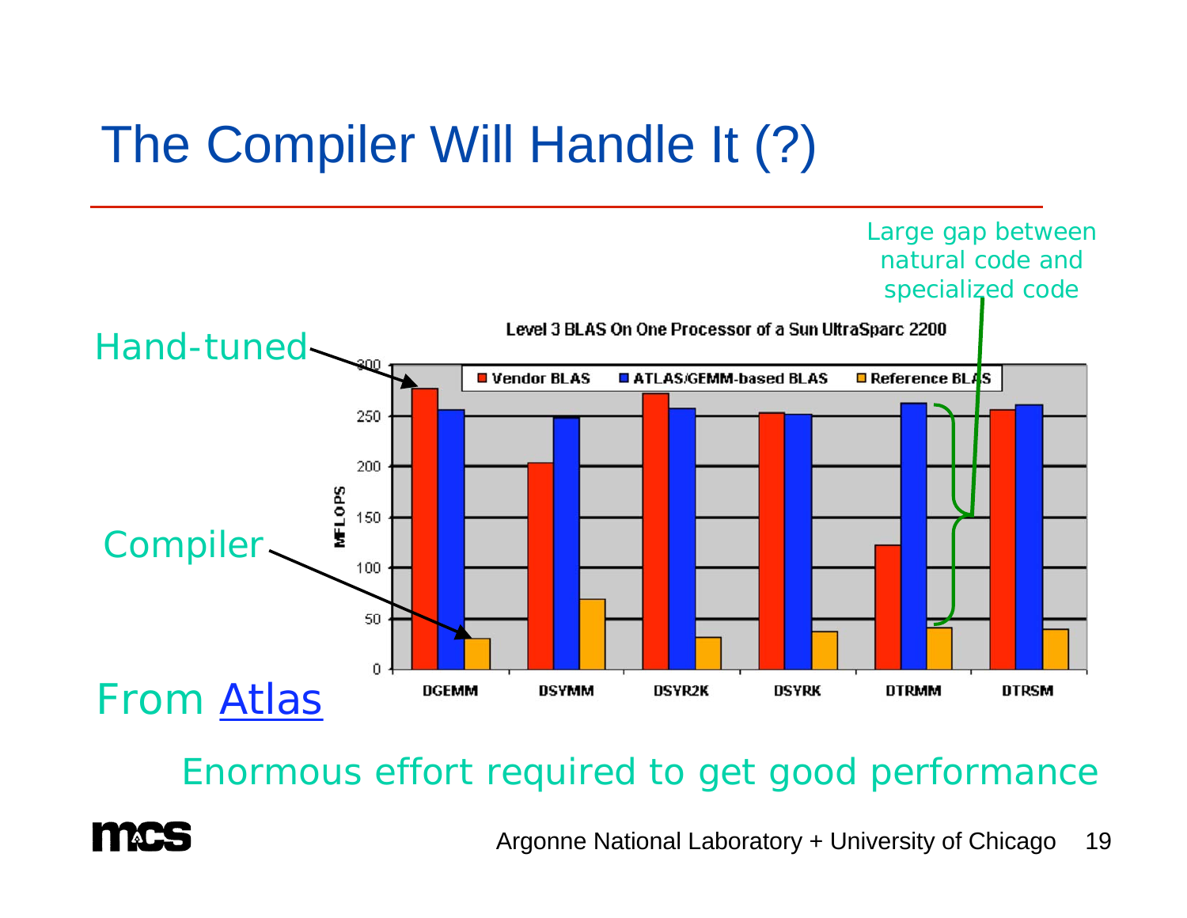# The Compiler Will Handle It (?)

Large gap between natural code and specialized code

Level 3 BLAS On One Processor of a Sun UltraSparc 2200

Hand-tuned

Compiler

From Atlas

| | Vendor BLAS | ATLAS/GEMM-based BLAS | Reference BLAS |
|---|---|---|---|
| DGEMM | | | |
| DSYMM | | | |
| DSYR2K | | | |
| DSYRK | | | |
| DTRMM | | | |
| DTRSM | | | |

MFLOPS: 0, 50, 100, 150, 200, 250, 300

Enormous effort required to get good performance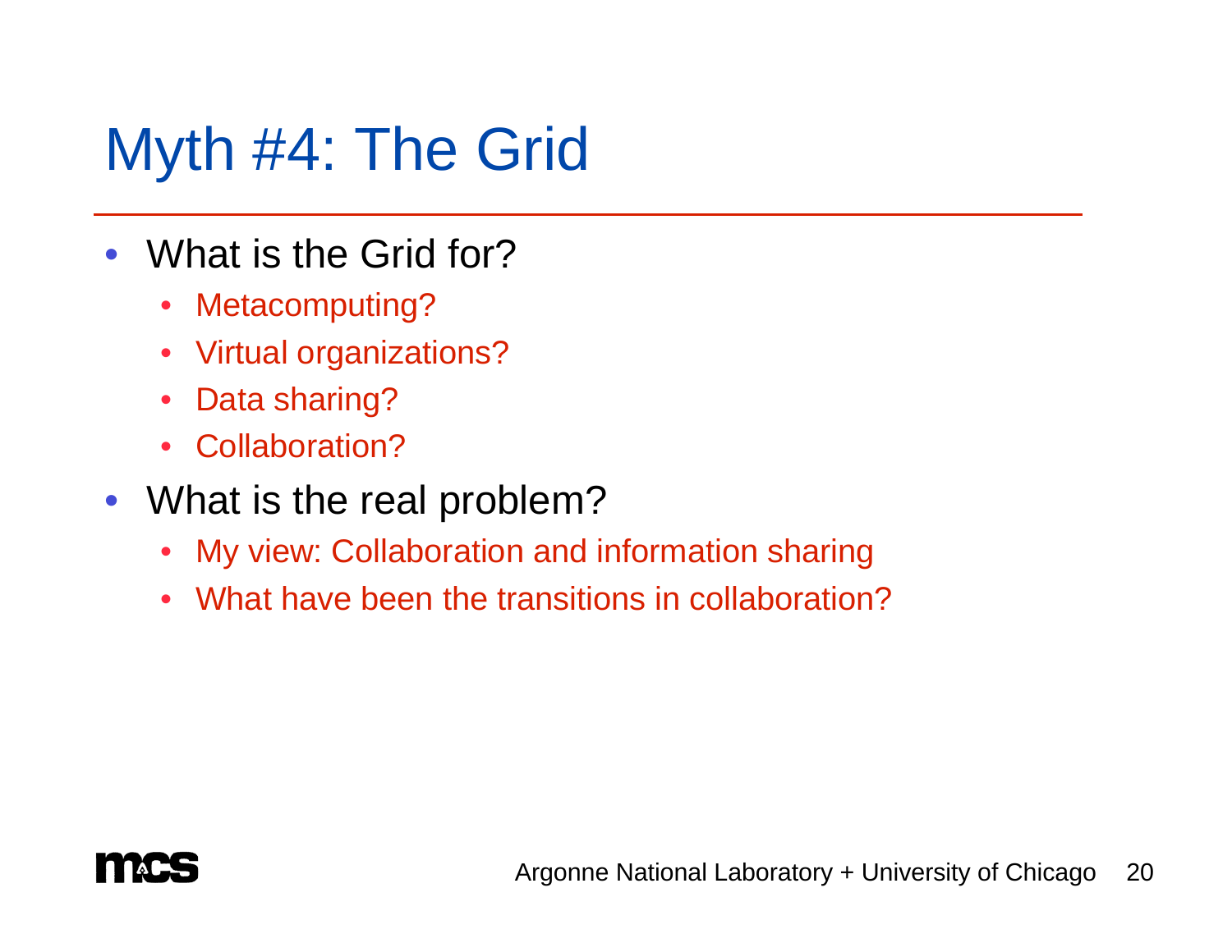# Myth #4: The Grid

- What is the Grid for?
  - Metacomputing?
  - Virtual organizations?
  - Data sharing?
  - Collaboration?
- What is the real problem?
  - My view: Collaboration and information sharing
  - What have been the transitions in collaboration?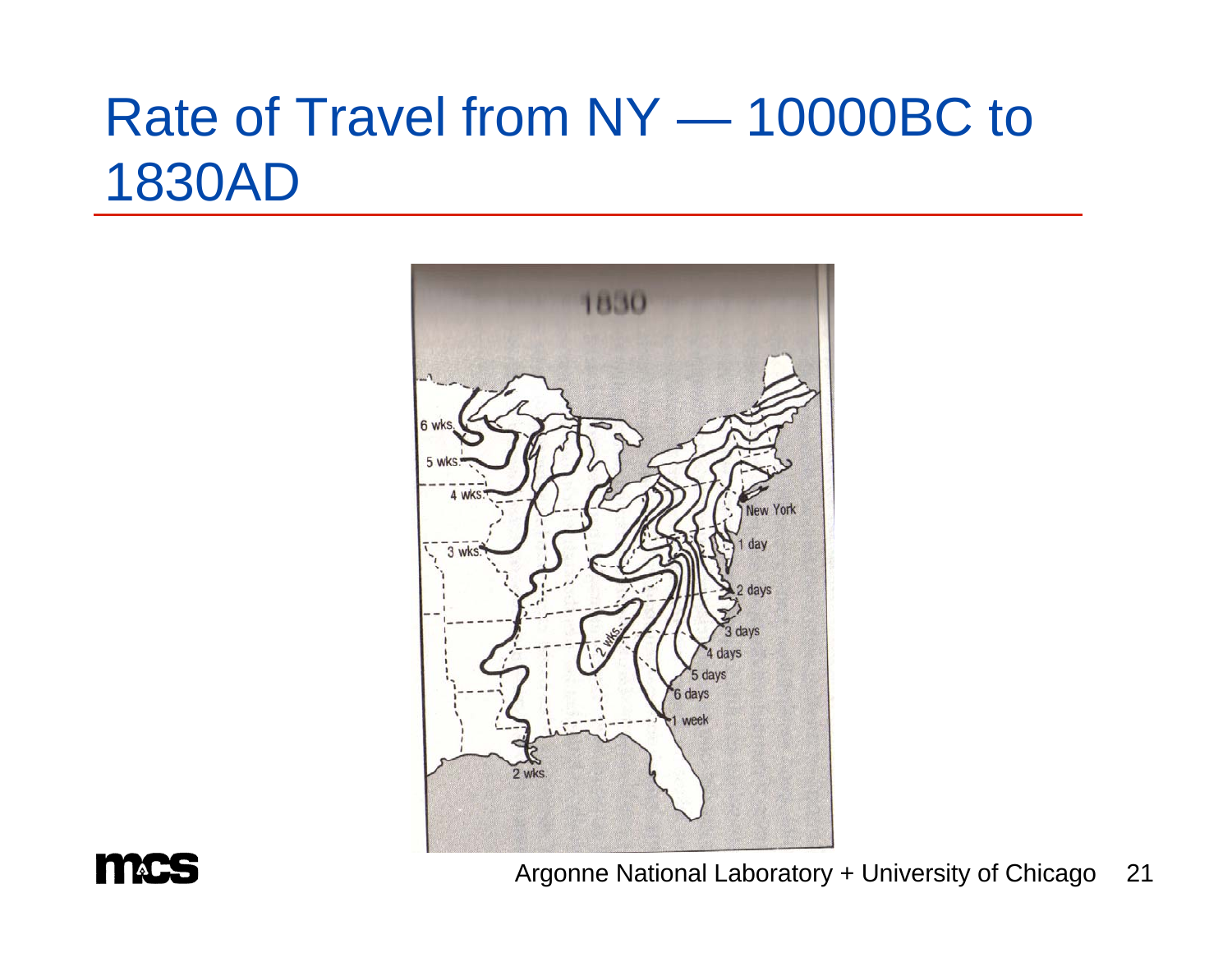# Rate of Travel from NY — 10000BC to 1830AD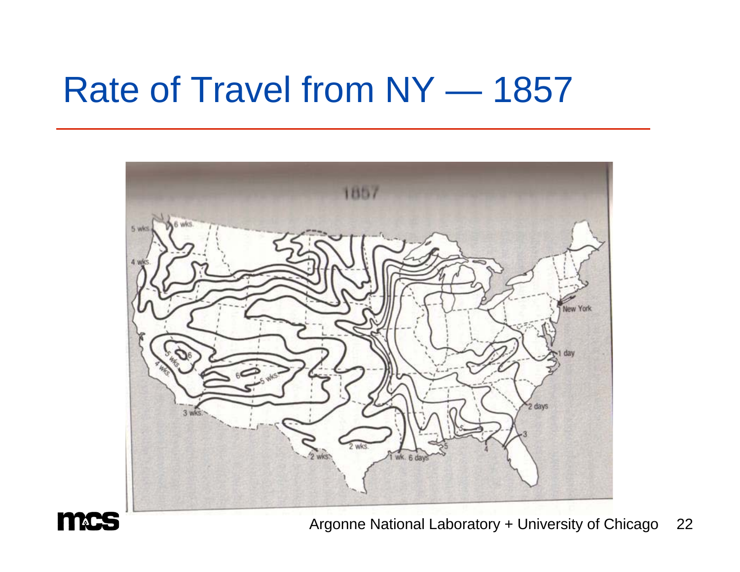# Rate of Travel from NY — 1857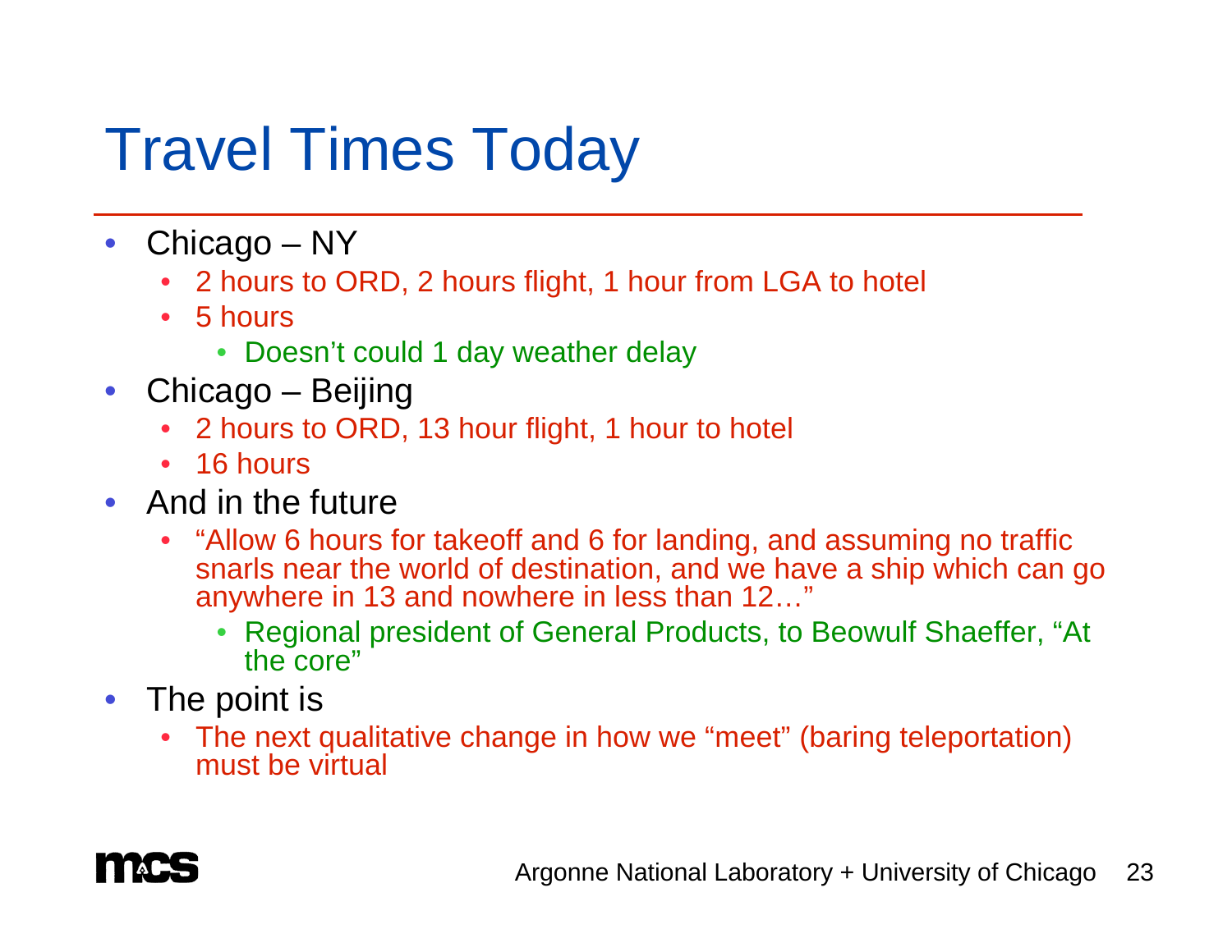# Travel Times Today

- Chicago – NY
  - 2 hours to ORD, 2 hours flight, 1 hour from LGA to hotel
  - 5 hours
    - Doesn't could 1 day weather delay
- Chicago – Beijing
  - 2 hours to ORD, 13 hour flight, 1 hour to hotel
  - 16 hours
- And in the future
  - "Allow 6 hours for takeoff and 6 for landing, and assuming no traffic snarls near the world of destination, and we have a ship which can go anywhere in 13 and nowhere in less than 12…"
    - Regional president of General Products, to Beowulf Shaeffer, "At the core"
- The point is
  - The next qualitative change in how we "meet" (baring teleportation) must be virtual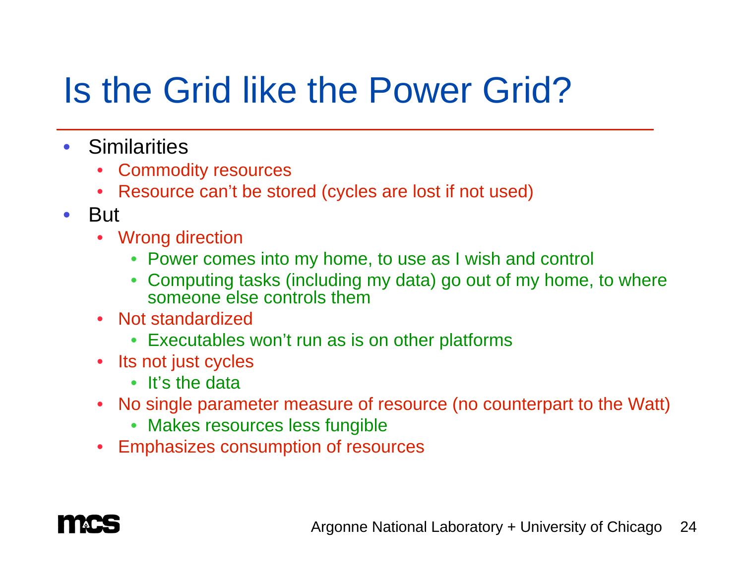# Is the Grid like the Power Grid?

- Similarities
  - Commodity resources
  - Resource can't be stored (cycles are lost if not used)
- But
  - Wrong direction
    - Power comes into my home, to use as I wish and control
    - Computing tasks (including my data) go out of my home, to where someone else controls them
  - Not standardized
    - Executables won't run as is on other platforms
  - Its not just cycles
    - It's the data
  - No single parameter measure of resource (no counterpart to the Watt)
    - Makes resources less fungible
  - Emphasizes consumption of resources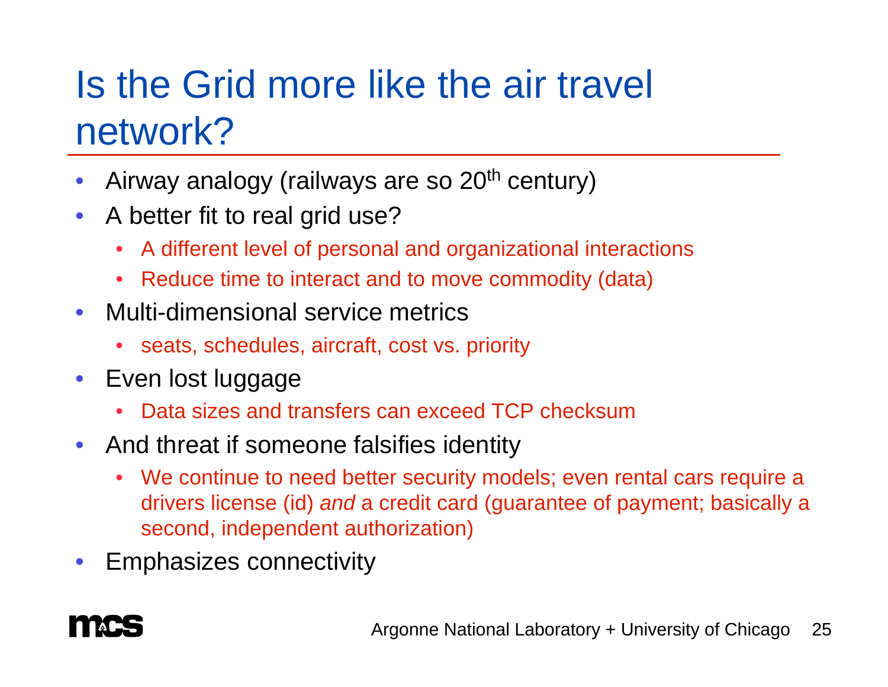# Is the Grid more like the air travel network?

- Airway analogy (railways are so 20$^{th}$ century)
- A better fit to real grid use?
  - A different level of personal and organizational interactions
  - Reduce time to interact and to move commodity (data)
- Multi-dimensional service metrics
  - seats, schedules, aircraft, cost vs. priority
- Even lost luggage
  - Data sizes and transfers can exceed TCP checksum
- And threat if someone falsifies identity
  - We continue to need better security models; even rental cars require a drivers license (id) *and* a credit card (guarantee of payment; basically a second, independent authorization)
- Emphasizes connectivity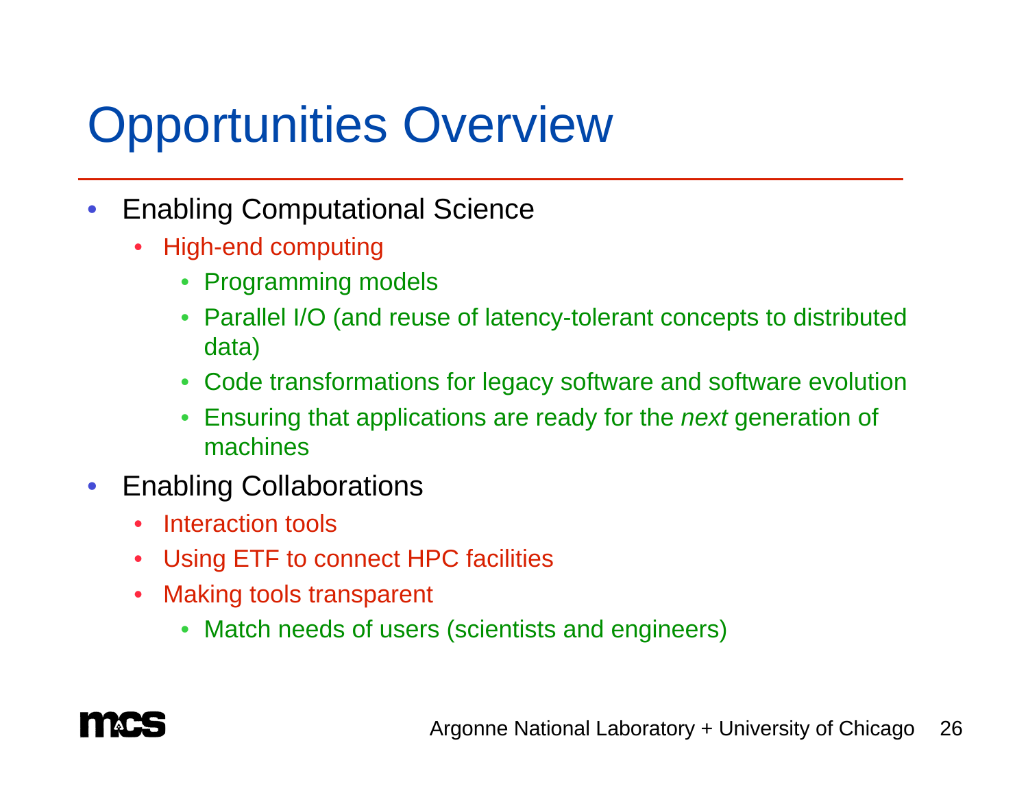# Opportunities Overview

- Enabling Computational Science
  - High-end computing
    - Programming models
    - Parallel I/O (and reuse of latency-tolerant concepts to distributed data)
    - Code transformations for legacy software and software evolution
    - Ensuring that applications are ready for the *next* generation of machines
- Enabling Collaborations
  - Interaction tools
  - Using ETF to connect HPC facilities
  - Making tools transparent
    - Match needs of users (scientists and engineers)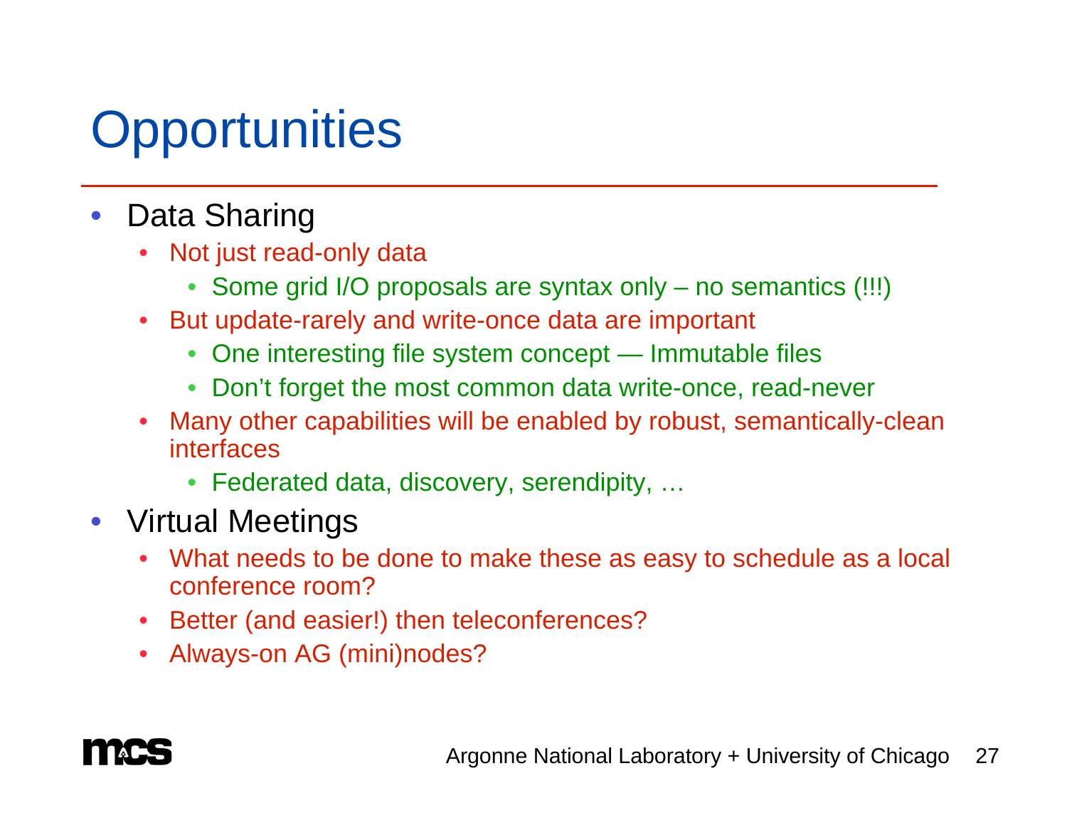# Opportunities

- Data Sharing
  - Not just read-only data
    - Some grid I/O proposals are syntax only – no semantics (!!!)
  - But update-rarely and write-once data are important
    - One interesting file system concept — Immutable files
    - Don't forget the most common data write-once, read-never
  - Many other capabilities will be enabled by robust, semantically-clean interfaces
    - Federated data, discovery, serendipity, …
- Virtual Meetings
  - What needs to be done to make these as easy to schedule as a local conference room?
  - Better (and easier!) then teleconferences?
  - Always-on AG (mini)nodes?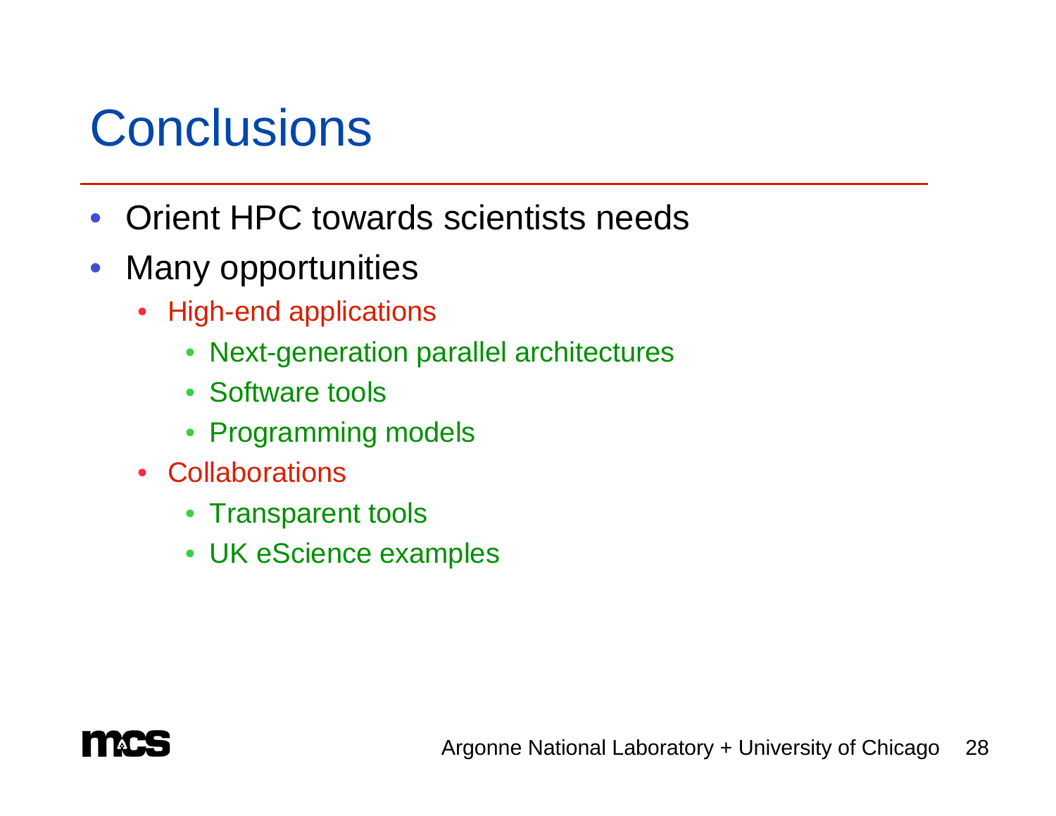# Conclusions

- Orient HPC towards scientists needs
- Many opportunities
  - High-end applications
    - Next-generation parallel architectures
    - Software tools
    - Programming models
  - Collaborations
    - Transparent tools
    - UK eScience examples